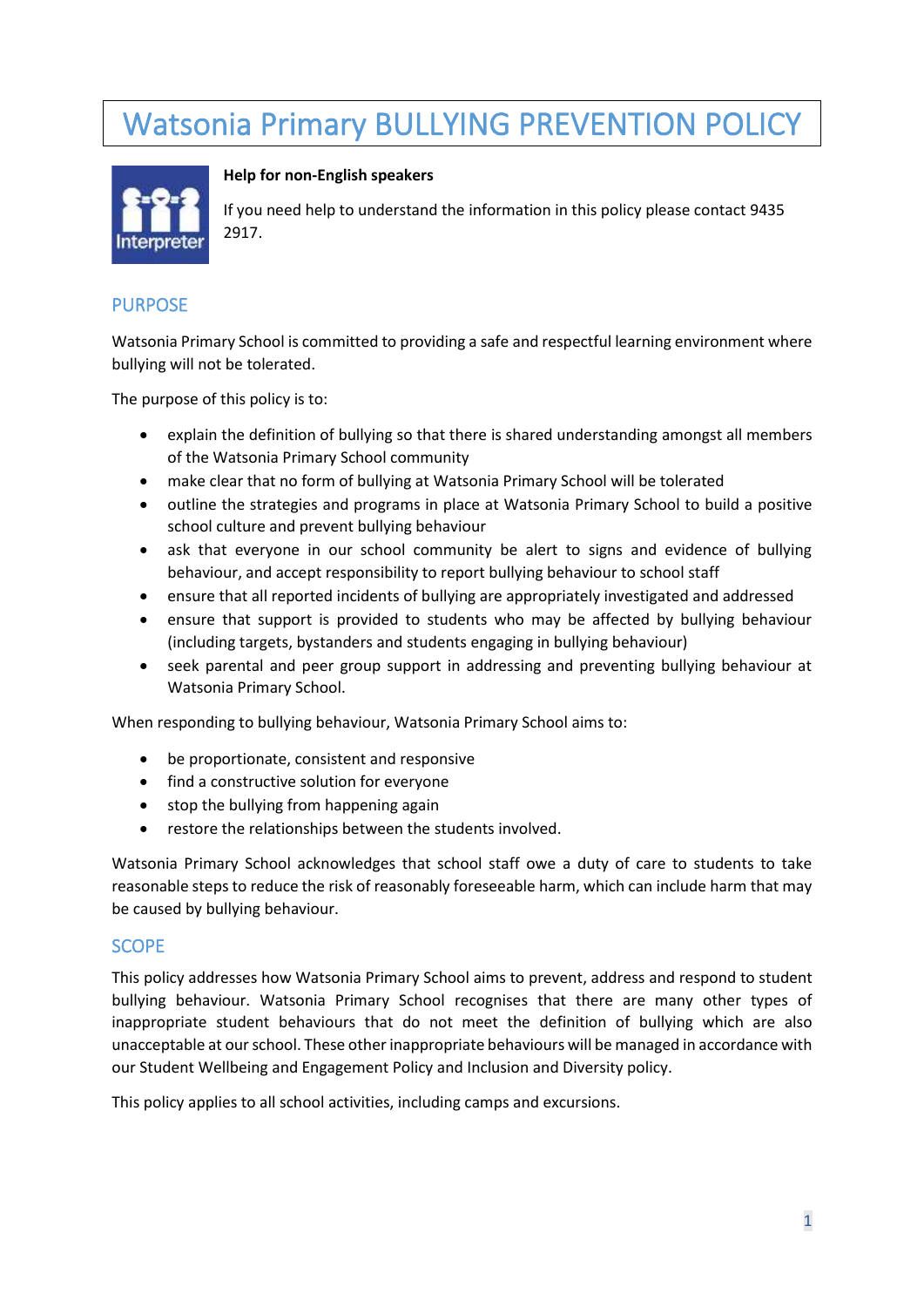# Watsonia Primary BULLYING PREVENTION POLICY

**Help for non-English speakers**

If you need help to understand the information in this policy please contact 9435 2917.

## PURPOSE

Watsonia Primary School is committed to providing a safe and respectful learning environment where bullying will not be tolerated.

The purpose of this policy is to:

- explain the definition of bullying so that there is shared understanding amongst all members of the Watsonia Primary School community
- make clear that no form of bullying at Watsonia Primary School will be tolerated
- outline the strategies and programs in place at Watsonia Primary School to build a positive school culture and prevent bullying behaviour
- ask that everyone in our school community be alert to signs and evidence of bullying behaviour, and accept responsibility to report bullying behaviour to school staff
- ensure that all reported incidents of bullying are appropriately investigated and addressed
- ensure that support is provided to students who may be affected by bullying behaviour (including targets, bystanders and students engaging in bullying behaviour)
- seek parental and peer group support in addressing and preventing bullying behaviour at Watsonia Primary School.

When responding to bullying behaviour, Watsonia Primary School aims to:

- be proportionate, consistent and responsive
- find a constructive solution for everyone
- stop the bullying from happening again
- restore the relationships between the students involved.

Watsonia Primary School acknowledges that school staff owe a duty of care to students to take reasonable steps to reduce the risk of reasonably foreseeable harm, which can include harm that may be caused by bullying behaviour.

## SCOPE

This policy addresses how Watsonia Primary School aims to prevent, address and respond to student bullying behaviour. Watsonia Primary School recognises that there are many other types of inappropriate student behaviours that do not meet the definition of bullying which are also unacceptable at our school. These other inappropriate behaviours will be managed in accordance with our Student Wellbeing and Engagement Policy and Inclusion and Diversity policy.

This policy applies to all school activities, including camps and excursions.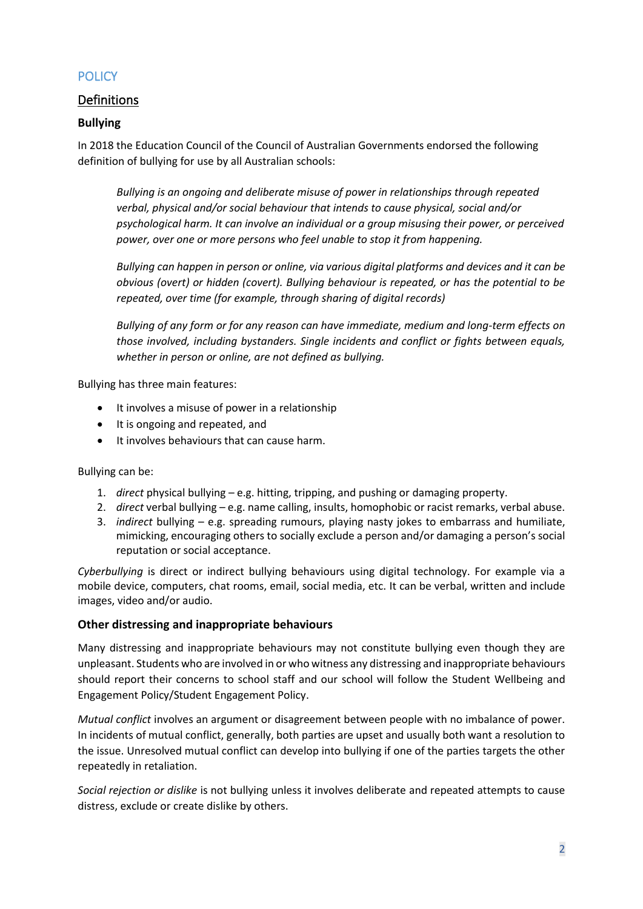# POLICY

## Definitions

### Bullying

In 2018 the Education Council of the Council of Australian Governments endorsed the following definition of bullying for use by all Australian schools:

> *Bullying is an ongoing and deliberate misuse of power in relationships through repeated verbal, physical and/or social behaviour that intends to cause physical, social and/or psychological harm. It can involve an individual or a group misusing their power, or perceived power, over one or more persons who feel unable to stop it from happening.*
>
> *Bullying can happen in person or online, via various digital platforms and devices and it can be obvious (overt) or hidden (covert). Bullying behaviour is repeated, or has the potential to be repeated, over time (for example, through sharing of digital records)*
>
> *Bullying of any form or for any reason can have immediate, medium and long-term effects on those involved, including bystanders. Single incidents and conflict or fights between equals, whether in person or online, are not defined as bullying.*

Bullying has three main features:

- It involves a misuse of power in a relationship
- It is ongoing and repeated, and
- It involves behaviours that can cause harm.

Bullying can be:

1. *direct* physical bullying – e.g. hitting, tripping, and pushing or damaging property.
2. *direct* verbal bullying – e.g. name calling, insults, homophobic or racist remarks, verbal abuse.
3. *indirect* bullying – e.g. spreading rumours, playing nasty jokes to embarrass and humiliate, mimicking, encouraging others to socially exclude a person and/or damaging a person's social reputation or social acceptance.

*Cyberbullying* is direct or indirect bullying behaviours using digital technology. For example via a mobile device, computers, chat rooms, email, social media, etc. It can be verbal, written and include images, video and/or audio.

### Other distressing and inappropriate behaviours

Many distressing and inappropriate behaviours may not constitute bullying even though they are unpleasant. Students who are involved in or who witness any distressing and inappropriate behaviours should report their concerns to school staff and our school will follow the Student Wellbeing and Engagement Policy/Student Engagement Policy.

*Mutual conflict* involves an argument or disagreement between people with no imbalance of power. In incidents of mutual conflict, generally, both parties are upset and usually both want a resolution to the issue. Unresolved mutual conflict can develop into bullying if one of the parties targets the other repeatedly in retaliation.

*Social rejection or dislike* is not bullying unless it involves deliberate and repeated attempts to cause distress, exclude or create dislike by others.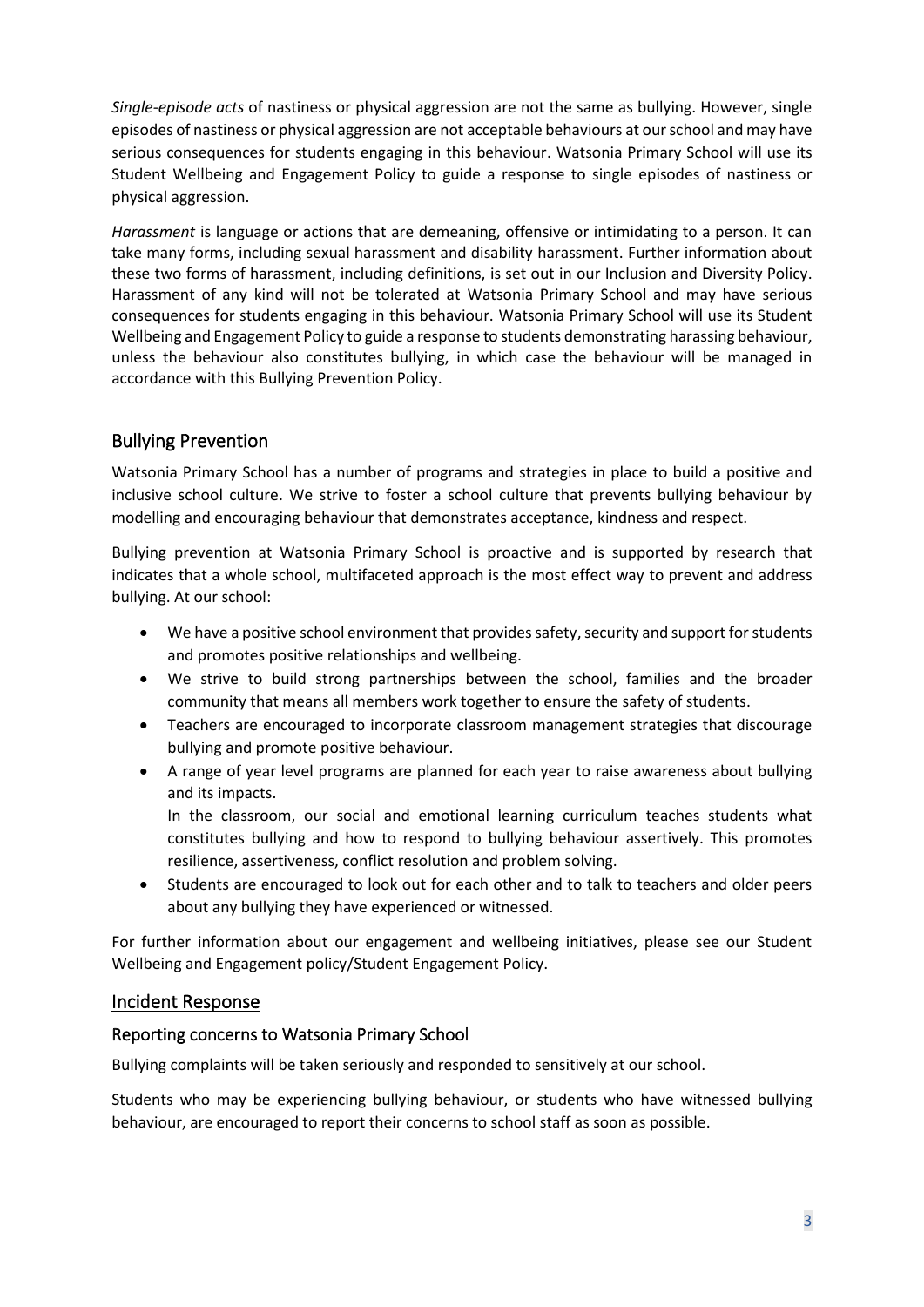*Single-episode acts* of nastiness or physical aggression are not the same as bullying. However, single episodes of nastiness or physical aggression are not acceptable behaviours at our school and may have serious consequences for students engaging in this behaviour. Watsonia Primary School will use its Student Wellbeing and Engagement Policy to guide a response to single episodes of nastiness or physical aggression.

*Harassment* is language or actions that are demeaning, offensive or intimidating to a person. It can take many forms, including sexual harassment and disability harassment. Further information about these two forms of harassment, including definitions, is set out in our Inclusion and Diversity Policy. Harassment of any kind will not be tolerated at Watsonia Primary School and may have serious consequences for students engaging in this behaviour. Watsonia Primary School will use its Student Wellbeing and Engagement Policy to guide a response to students demonstrating harassing behaviour, unless the behaviour also constitutes bullying, in which case the behaviour will be managed in accordance with this Bullying Prevention Policy.

## Bullying Prevention

Watsonia Primary School has a number of programs and strategies in place to build a positive and inclusive school culture. We strive to foster a school culture that prevents bullying behaviour by modelling and encouraging behaviour that demonstrates acceptance, kindness and respect.

Bullying prevention at Watsonia Primary School is proactive and is supported by research that indicates that a whole school, multifaceted approach is the most effect way to prevent and address bullying. At our school:

- We have a positive school environment that provides safety, security and support for students and promotes positive relationships and wellbeing.
- We strive to build strong partnerships between the school, families and the broader community that means all members work together to ensure the safety of students.
- Teachers are encouraged to incorporate classroom management strategies that discourage bullying and promote positive behaviour.
- A range of year level programs are planned for each year to raise awareness about bullying and its impacts.
  In the classroom, our social and emotional learning curriculum teaches students what constitutes bullying and how to respond to bullying behaviour assertively. This promotes resilience, assertiveness, conflict resolution and problem solving.
- Students are encouraged to look out for each other and to talk to teachers and older peers about any bullying they have experienced or witnessed.

For further information about our engagement and wellbeing initiatives, please see our Student Wellbeing and Engagement policy/Student Engagement Policy.

## Incident Response

### Reporting concerns to Watsonia Primary School

Bullying complaints will be taken seriously and responded to sensitively at our school.

Students who may be experiencing bullying behaviour, or students who have witnessed bullying behaviour, are encouraged to report their concerns to school staff as soon as possible.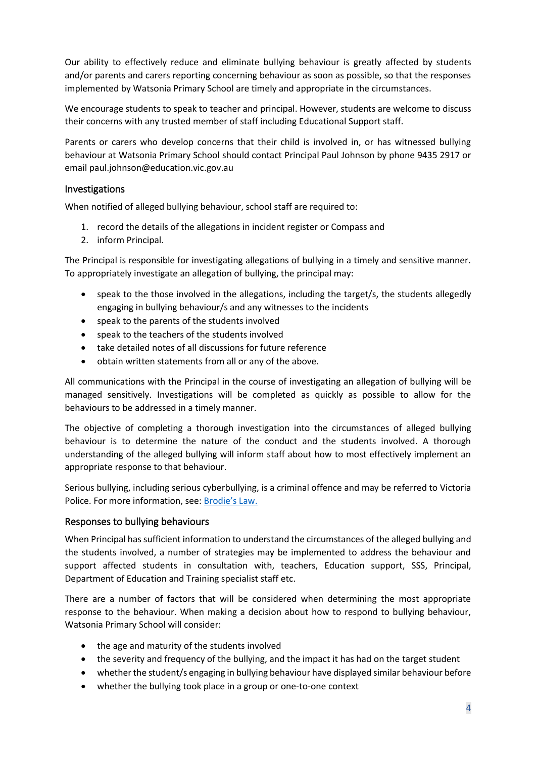Our ability to effectively reduce and eliminate bullying behaviour is greatly affected by students and/or parents and carers reporting concerning behaviour as soon as possible, so that the responses implemented by Watsonia Primary School are timely and appropriate in the circumstances.

We encourage students to speak to teacher and principal. However, students are welcome to discuss their concerns with any trusted member of staff including Educational Support staff.

Parents or carers who develop concerns that their child is involved in, or has witnessed bullying behaviour at Watsonia Primary School should contact Principal Paul Johnson by phone 9435 2917 or email paul.johnson@education.vic.gov.au

## Investigations

When notified of alleged bullying behaviour, school staff are required to:

1. record the details of the allegations in incident register or Compass and
2. inform Principal.

The Principal is responsible for investigating allegations of bullying in a timely and sensitive manner. To appropriately investigate an allegation of bullying, the principal may:

- speak to the those involved in the allegations, including the target/s, the students allegedly engaging in bullying behaviour/s and any witnesses to the incidents
- speak to the parents of the students involved
- speak to the teachers of the students involved
- take detailed notes of all discussions for future reference
- obtain written statements from all or any of the above.

All communications with the Principal in the course of investigating an allegation of bullying will be managed sensitively. Investigations will be completed as quickly as possible to allow for the behaviours to be addressed in a timely manner.

The objective of completing a thorough investigation into the circumstances of alleged bullying behaviour is to determine the nature of the conduct and the students involved. A thorough understanding of the alleged bullying will inform staff about how to most effectively implement an appropriate response to that behaviour.

Serious bullying, including serious cyberbullying, is a criminal offence and may be referred to Victoria Police. For more information, see: [Brodie's Law.]

## Responses to bullying behaviours

When Principal has sufficient information to understand the circumstances of the alleged bullying and the students involved, a number of strategies may be implemented to address the behaviour and support affected students in consultation with, teachers, Education support, SSS, Principal, Department of Education and Training specialist staff etc.

There are a number of factors that will be considered when determining the most appropriate response to the behaviour. When making a decision about how to respond to bullying behaviour, Watsonia Primary School will consider:

- the age and maturity of the students involved
- the severity and frequency of the bullying, and the impact it has had on the target student
- whether the student/s engaging in bullying behaviour have displayed similar behaviour before
- whether the bullying took place in a group or one-to-one context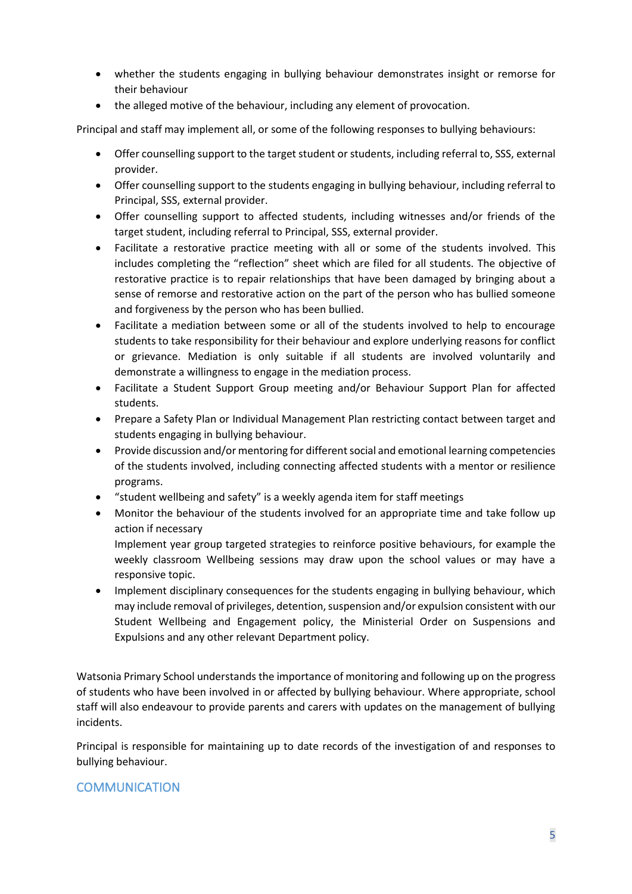- whether the students engaging in bullying behaviour demonstrates insight or remorse for their behaviour
- the alleged motive of the behaviour, including any element of provocation.

Principal and staff may implement all, or some of the following responses to bullying behaviours:

- Offer counselling support to the target student or students, including referral to, SSS, external provider.
- Offer counselling support to the students engaging in bullying behaviour, including referral to Principal, SSS, external provider.
- Offer counselling support to affected students, including witnesses and/or friends of the target student, including referral to Principal, SSS, external provider.
- Facilitate a restorative practice meeting with all or some of the students involved. This includes completing the "reflection" sheet which are filed for all students. The objective of restorative practice is to repair relationships that have been damaged by bringing about a sense of remorse and restorative action on the part of the person who has bullied someone and forgiveness by the person who has been bullied.
- Facilitate a mediation between some or all of the students involved to help to encourage students to take responsibility for their behaviour and explore underlying reasons for conflict or grievance. Mediation is only suitable if all students are involved voluntarily and demonstrate a willingness to engage in the mediation process.
- Facilitate a Student Support Group meeting and/or Behaviour Support Plan for affected students.
- Prepare a Safety Plan or Individual Management Plan restricting contact between target and students engaging in bullying behaviour.
- Provide discussion and/or mentoring for different social and emotional learning competencies of the students involved, including connecting affected students with a mentor or resilience programs.
- "student wellbeing and safety" is a weekly agenda item for staff meetings
- Monitor the behaviour of the students involved for an appropriate time and take follow up action if necessary

  Implement year group targeted strategies to reinforce positive behaviours, for example the weekly classroom Wellbeing sessions may draw upon the school values or may have a responsive topic.
- Implement disciplinary consequences for the students engaging in bullying behaviour, which may include removal of privileges, detention, suspension and/or expulsion consistent with our Student Wellbeing and Engagement policy, the Ministerial Order on Suspensions and Expulsions and any other relevant Department policy.

Watsonia Primary School understands the importance of monitoring and following up on the progress of students who have been involved in or affected by bullying behaviour. Where appropriate, school staff will also endeavour to provide parents and carers with updates on the management of bullying incidents.

Principal is responsible for maintaining up to date records of the investigation of and responses to bullying behaviour.

## COMMUNICATION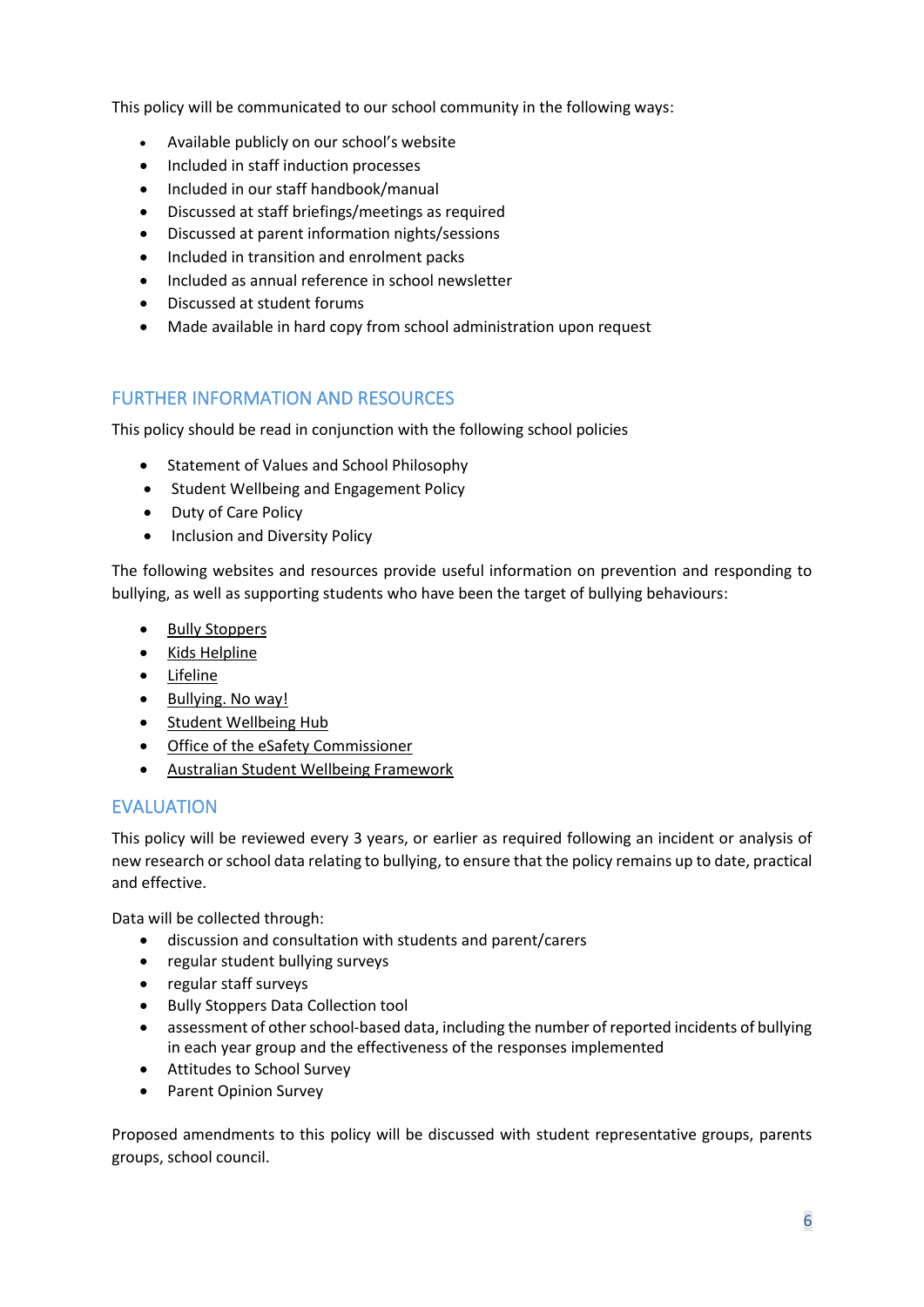This policy will be communicated to our school community in the following ways:

- Available publicly on our school's website
- Included in staff induction processes
- Included in our staff handbook/manual
- Discussed at staff briefings/meetings as required
- Discussed at parent information nights/sessions
- Included in transition and enrolment packs
- Included as annual reference in school newsletter
- Discussed at student forums
- Made available in hard copy from school administration upon request

## FURTHER INFORMATION AND RESOURCES

This policy should be read in conjunction with the following school policies

- Statement of Values and School Philosophy
- Student Wellbeing and Engagement Policy
- Duty of Care Policy
- Inclusion and Diversity Policy

The following websites and resources provide useful information on prevention and responding to bullying, as well as supporting students who have been the target of bullying behaviours:

- Bully Stoppers
- Kids Helpline
- Lifeline
- Bullying. No way!
- Student Wellbeing Hub
- Office of the eSafety Commissioner
- Australian Student Wellbeing Framework

## EVALUATION

This policy will be reviewed every 3 years, or earlier as required following an incident or analysis of new research or school data relating to bullying, to ensure that the policy remains up to date, practical and effective.

Data will be collected through:

- discussion and consultation with students and parent/carers
- regular student bullying surveys
- regular staff surveys
- Bully Stoppers Data Collection tool
- assessment of other school-based data, including the number of reported incidents of bullying in each year group and the effectiveness of the responses implemented
- Attitudes to School Survey
- Parent Opinion Survey

Proposed amendments to this policy will be discussed with student representative groups, parents groups, school council.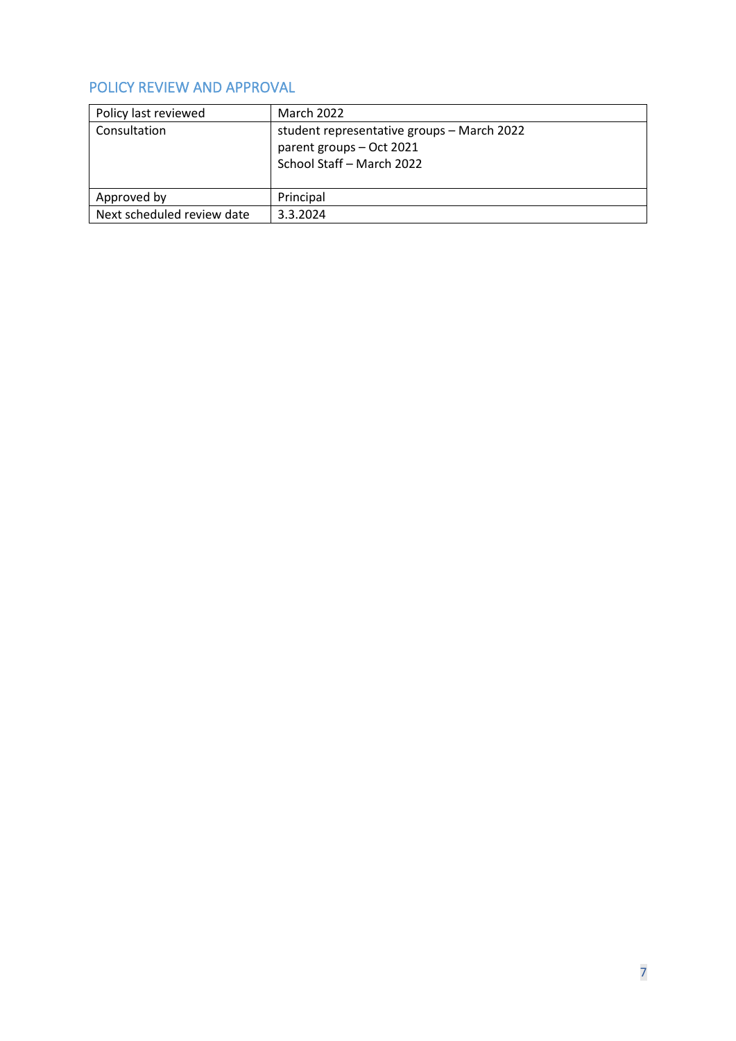## POLICY REVIEW AND APPROVAL

| | |
|---|---|
| Policy last reviewed | March 2022 |
| Consultation | student representative groups – March 2022<br>parent groups – Oct 2021<br>School Staff – March 2022 |
| Approved by | Principal |
| Next scheduled review date | 3.3.2024 |